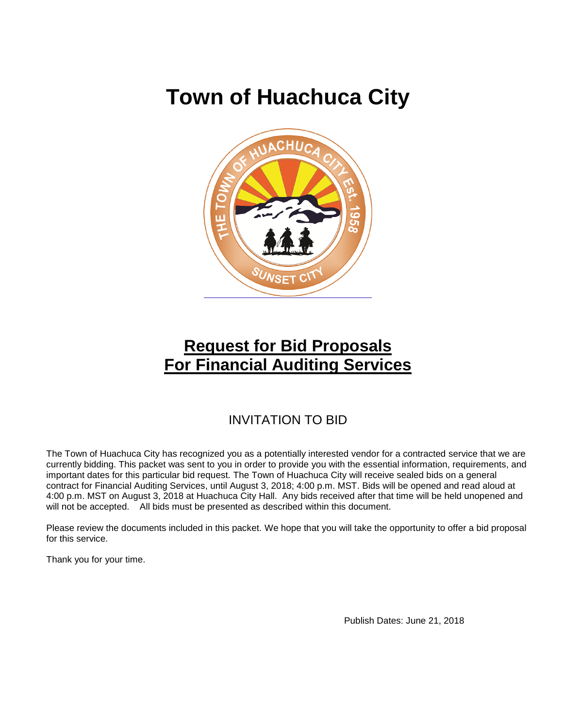# Town of Huachuca City

## Request for Bid Proposals For Financial Auditing Services

### INVITATION TO BID

The Town of Huachuca City has recognized you as a potentially interested vendor for a contracted service that we are currently bidding. This packet was sent to you in order to provide you with the essential information, requirements, and important dates for this particular bid request. The Town of Huachuca City will receive sealed bids on a general contract for Financial Auditing Services, until August 3, 2018; 4:00 p.m. MST. Bids will be opened and read aloud at 4:00 p.m. MST on August 3, 2018 at Huachuca City Hall. Any bids received after that time will be held unopened and will not be accepted. All bids must be presented as described within this document.

Please review the documents included in this packet. We hope that you will take the opportunity to offer a bid proposal for this service.

Thank you for your time.

Publish Dates: June 21, 2018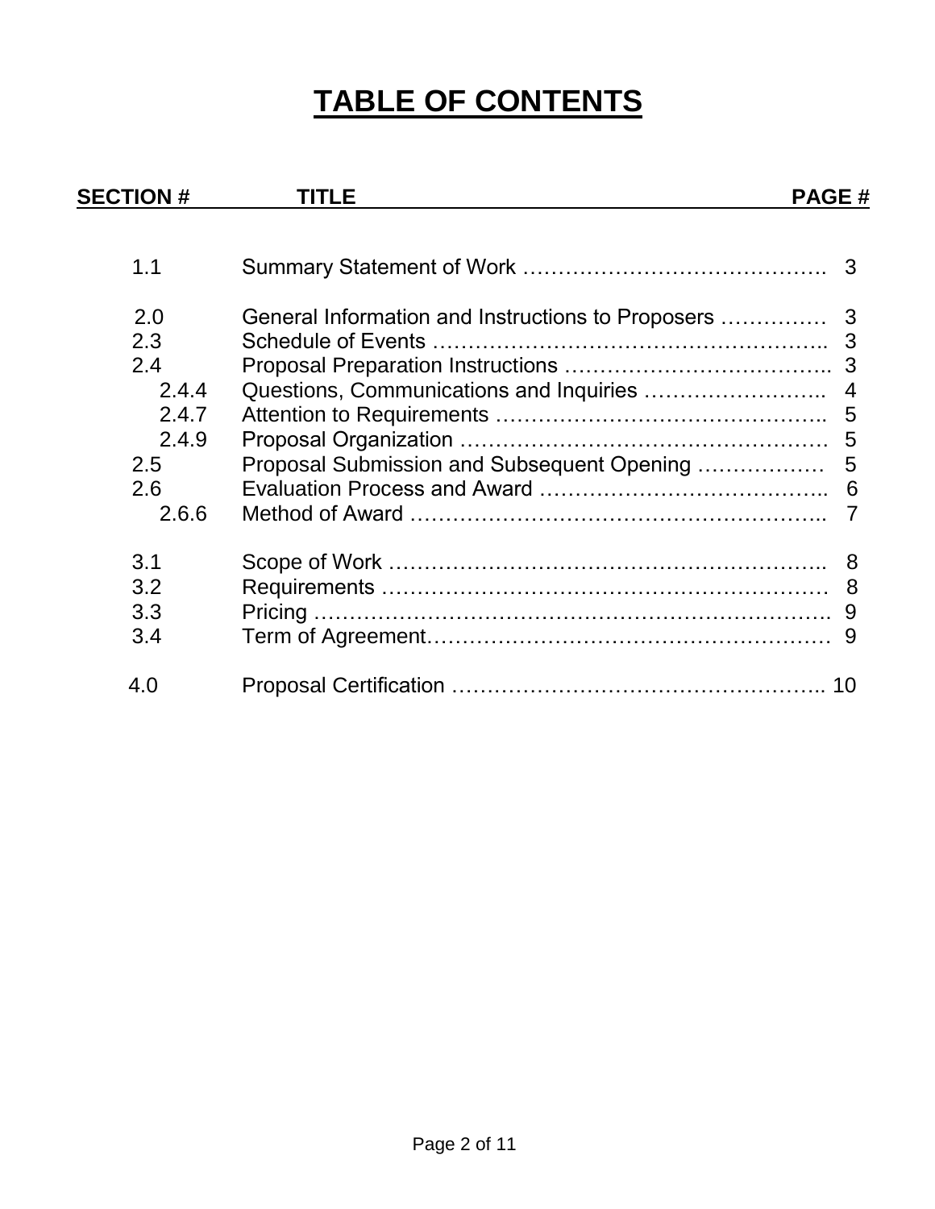# TABLE OF CONTENTS

| SECTION # | TITLE | PAGE # |
|---|---|---|
| 1.1 | Summary Statement of Work | 3 |
| 2.0 | General Information and Instructions to Proposers | 3 |
| 2.3 | Schedule of Events | 3 |
| 2.4 | Proposal Preparation Instructions | 3 |
| 2.4.4 | Questions, Communications and Inquiries | 4 |
| 2.4.7 | Attention to Requirements | 5 |
| 2.4.9 | Proposal Organization | 5 |
| 2.5 | Proposal Submission and Subsequent Opening | 5 |
| 2.6 | Evaluation Process and Award | 6 |
| 2.6.6 | Method of Award | 7 |
| 3.1 | Scope of Work | 8 |
| 3.2 | Requirements | 8 |
| 3.3 | Pricing | 9 |
| 3.4 | Term of Agreement | 9 |
| 4.0 | Proposal Certification | 10 |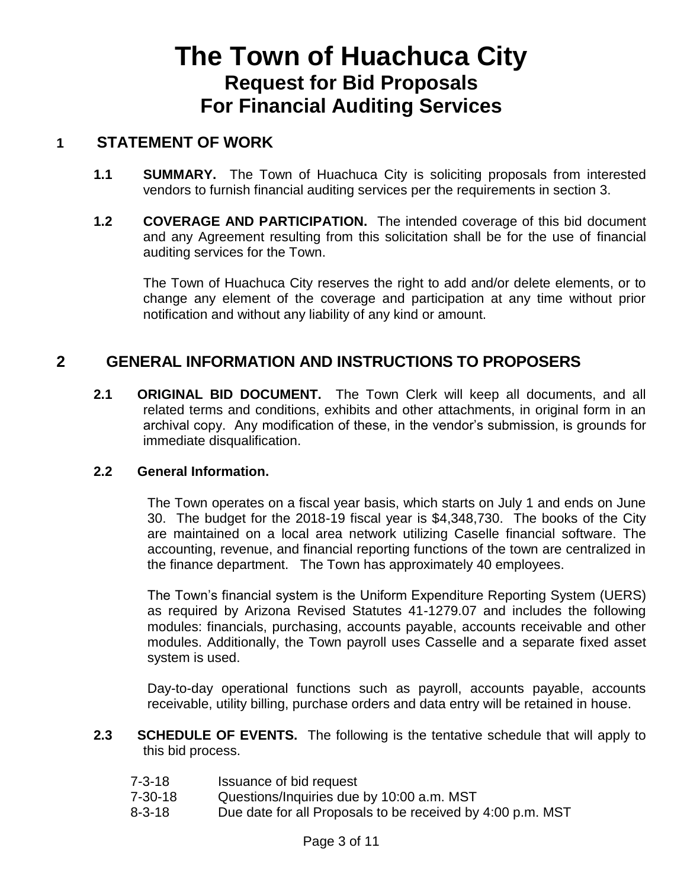# The Town of Huachuca City

## Request for Bid Proposals
## For Financial Auditing Services

## 1 STATEMENT OF WORK

**1.1 SUMMARY.** The Town of Huachuca City is soliciting proposals from interested vendors to furnish financial auditing services per the requirements in section 3.

**1.2 COVERAGE AND PARTICIPATION.** The intended coverage of this bid document and any Agreement resulting from this solicitation shall be for the use of financial auditing services for the Town.

The Town of Huachuca City reserves the right to add and/or delete elements, or to change any element of the coverage and participation at any time without prior notification and without any liability of any kind or amount.

## 2 GENERAL INFORMATION AND INSTRUCTIONS TO PROPOSERS

**2.1 ORIGINAL BID DOCUMENT.** The Town Clerk will keep all documents, and all related terms and conditions, exhibits and other attachments, in original form in an archival copy. Any modification of these, in the vendor's submission, is grounds for immediate disqualification.

**2.2 General Information.**

The Town operates on a fiscal year basis, which starts on July 1 and ends on June 30. The budget for the 2018-19 fiscal year is $4,348,730. The books of the City are maintained on a local area network utilizing Caselle financial software. The accounting, revenue, and financial reporting functions of the town are centralized in the finance department. The Town has approximately 40 employees.

The Town's financial system is the Uniform Expenditure Reporting System (UERS) as required by Arizona Revised Statutes 41-1279.07 and includes the following modules: financials, purchasing, accounts payable, accounts receivable and other modules. Additionally, the Town payroll uses Casselle and a separate fixed asset system is used.

Day-to-day operational functions such as payroll, accounts payable, accounts receivable, utility billing, purchase orders and data entry will be retained in house.

**2.3 SCHEDULE OF EVENTS.** The following is the tentative schedule that will apply to this bid process.

| | |
|---|---|
| 7-3-18 | Issuance of bid request |
| 7-30-18 | Questions/Inquiries due by 10:00 a.m. MST |
| 8-3-18 | Due date for all Proposals to be received by 4:00 p.m. MST |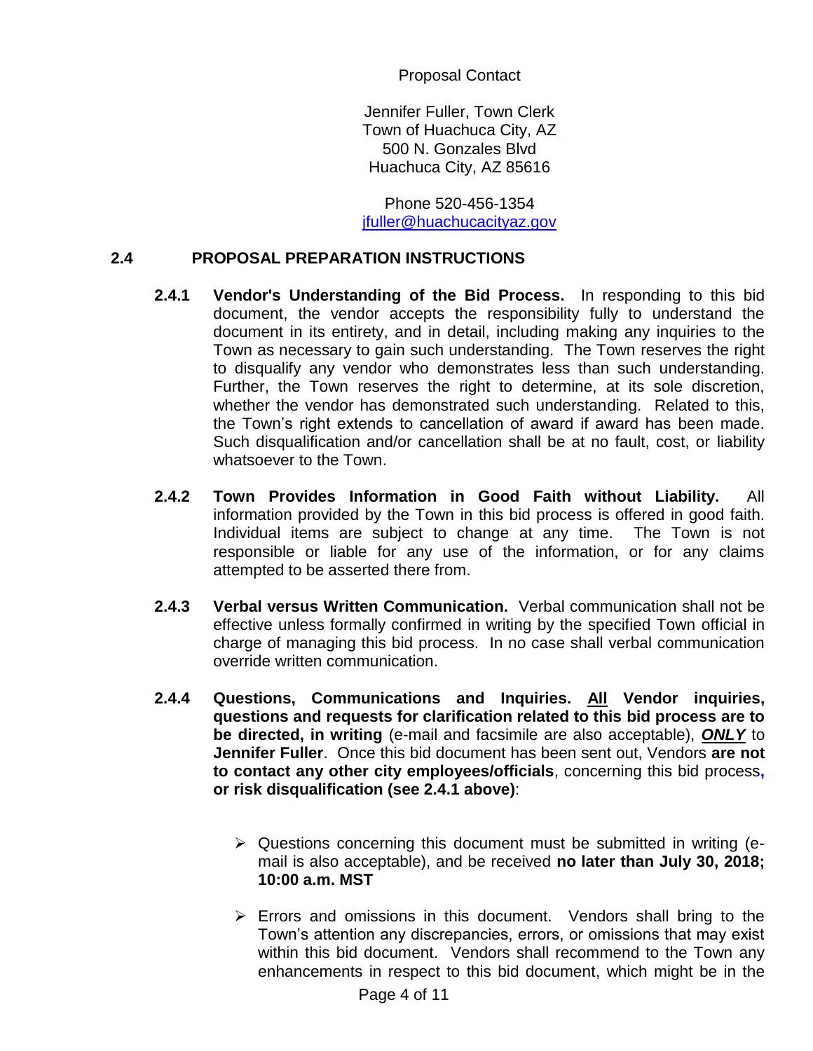Proposal Contact

Jennifer Fuller, Town Clerk
Town of Huachuca City, AZ
500 N. Gonzales Blvd
Huachuca City, AZ 85616

Phone 520-456-1354
jfuller@huachucacityaz.gov

## 2.4 PROPOSAL PREPARATION INSTRUCTIONS

**2.4.1 Vendor's Understanding of the Bid Process.** In responding to this bid document, the vendor accepts the responsibility fully to understand the document in its entirety, and in detail, including making any inquiries to the Town as necessary to gain such understanding. The Town reserves the right to disqualify any vendor who demonstrates less than such understanding. Further, the Town reserves the right to determine, at its sole discretion, whether the vendor has demonstrated such understanding. Related to this, the Town's right extends to cancellation of award if award has been made. Such disqualification and/or cancellation shall be at no fault, cost, or liability whatsoever to the Town.

**2.4.2 Town Provides Information in Good Faith without Liability.** All information provided by the Town in this bid process is offered in good faith. Individual items are subject to change at any time. The Town is not responsible or liable for any use of the information, or for any claims attempted to be asserted there from.

**2.4.3 Verbal versus Written Communication.** Verbal communication shall not be effective unless formally confirmed in writing by the specified Town official in charge of managing this bid process. In no case shall verbal communication override written communication.

**2.4.4 Questions, Communications and Inquiries. <u>All</u> Vendor inquiries, questions and requests for clarification related to this bid process are to be directed, in writing** (e-mail and facsimile are also acceptable), ***<u>ONLY</u>*** to **Jennifer Fuller**. Once this bid document has been sent out, Vendors **are not to contact any other city employees/officials**, concerning this bid process**, or risk disqualification (see 2.4.1 above)**:

- Questions concerning this document must be submitted in writing (e-mail is also acceptable), and be received **no later than July 30, 2018; 10:00 a.m. MST**

- Errors and omissions in this document. Vendors shall bring to the Town's attention any discrepancies, errors, or omissions that may exist within this bid document. Vendors shall recommend to the Town any enhancements in respect to this bid document, which might be in the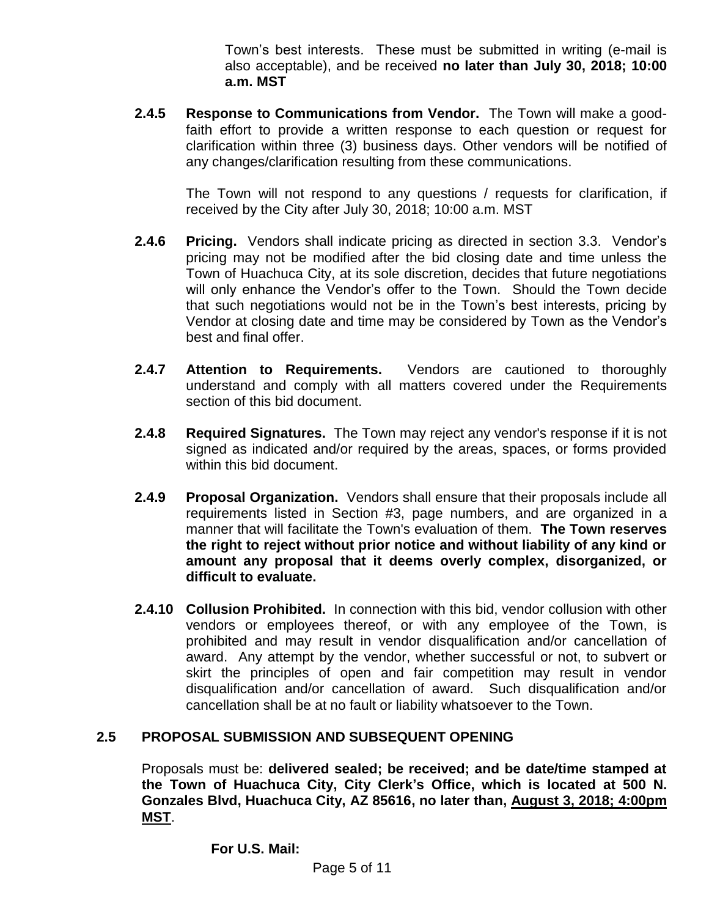Town's best interests. These must be submitted in writing (e-mail is also acceptable), and be received **no later than July 30, 2018; 10:00 a.m. MST**

**2.4.5 Response to Communications from Vendor.** The Town will make a good-faith effort to provide a written response to each question or request for clarification within three (3) business days. Other vendors will be notified of any changes/clarification resulting from these communications.

The Town will not respond to any questions / requests for clarification, if received by the City after July 30, 2018; 10:00 a.m. MST

**2.4.6 Pricing.** Vendors shall indicate pricing as directed in section 3.3. Vendor's pricing may not be modified after the bid closing date and time unless the Town of Huachuca City, at its sole discretion, decides that future negotiations will only enhance the Vendor's offer to the Town. Should the Town decide that such negotiations would not be in the Town's best interests, pricing by Vendor at closing date and time may be considered by Town as the Vendor's best and final offer.

**2.4.7 Attention to Requirements.** Vendors are cautioned to thoroughly understand and comply with all matters covered under the Requirements section of this bid document.

**2.4.8 Required Signatures.** The Town may reject any vendor's response if it is not signed as indicated and/or required by the areas, spaces, or forms provided within this bid document.

**2.4.9 Proposal Organization.** Vendors shall ensure that their proposals include all requirements listed in Section #3, page numbers, and are organized in a manner that will facilitate the Town's evaluation of them. **The Town reserves the right to reject without prior notice and without liability of any kind or amount any proposal that it deems overly complex, disorganized, or difficult to evaluate.**

**2.4.10 Collusion Prohibited.** In connection with this bid, vendor collusion with other vendors or employees thereof, or with any employee of the Town, is prohibited and may result in vendor disqualification and/or cancellation of award. Any attempt by the vendor, whether successful or not, to subvert or skirt the principles of open and fair competition may result in vendor disqualification and/or cancellation of award. Such disqualification and/or cancellation shall be at no fault or liability whatsoever to the Town.

## 2.5 PROPOSAL SUBMISSION AND SUBSEQUENT OPENING

Proposals must be: **delivered sealed; be received; and be date/time stamped at the Town of Huachuca City, City Clerk's Office, which is located at 500 N. Gonzales Blvd, Huachuca City, AZ 85616, no later than, August 3, 2018; 4:00pm MST**.

**For U.S. Mail:**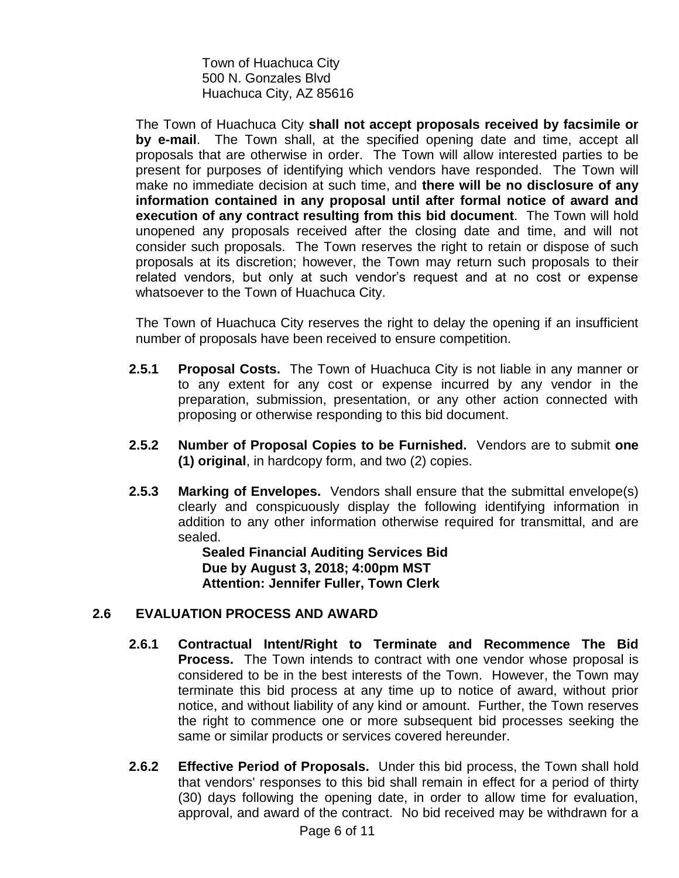Town of Huachuca City
500 N. Gonzales Blvd
Huachuca City, AZ 85616

The Town of Huachuca City **shall not accept proposals received by facsimile or by e-mail**. The Town shall, at the specified opening date and time, accept all proposals that are otherwise in order. The Town will allow interested parties to be present for purposes of identifying which vendors have responded. The Town will make no immediate decision at such time, and **there will be no disclosure of any information contained in any proposal until after formal notice of award and execution of any contract resulting from this bid document**. The Town will hold unopened any proposals received after the closing date and time, and will not consider such proposals. The Town reserves the right to retain or dispose of such proposals at its discretion; however, the Town may return such proposals to their related vendors, but only at such vendor's request and at no cost or expense whatsoever to the Town of Huachuca City.

The Town of Huachuca City reserves the right to delay the opening if an insufficient number of proposals have been received to ensure competition.

**2.5.1 Proposal Costs.** The Town of Huachuca City is not liable in any manner or to any extent for any cost or expense incurred by any vendor in the preparation, submission, presentation, or any other action connected with proposing or otherwise responding to this bid document.

**2.5.2 Number of Proposal Copies to be Furnished.** Vendors are to submit **one (1) original**, in hardcopy form, and two (2) copies.

**2.5.3 Marking of Envelopes.** Vendors shall ensure that the submittal envelope(s) clearly and conspicuously display the following identifying information in addition to any other information otherwise required for transmittal, and are sealed.

**Sealed Financial Auditing Services Bid**
**Due by August 3, 2018; 4:00pm MST**
**Attention: Jennifer Fuller, Town Clerk**

## 2.6 EVALUATION PROCESS AND AWARD

**2.6.1 Contractual Intent/Right to Terminate and Recommence The Bid Process.** The Town intends to contract with one vendor whose proposal is considered to be in the best interests of the Town. However, the Town may terminate this bid process at any time up to notice of award, without prior notice, and without liability of any kind or amount. Further, the Town reserves the right to commence one or more subsequent bid processes seeking the same or similar products or services covered hereunder.

**2.6.2 Effective Period of Proposals.** Under this bid process, the Town shall hold that vendors' responses to this bid shall remain in effect for a period of thirty (30) days following the opening date, in order to allow time for evaluation, approval, and award of the contract. No bid received may be withdrawn for a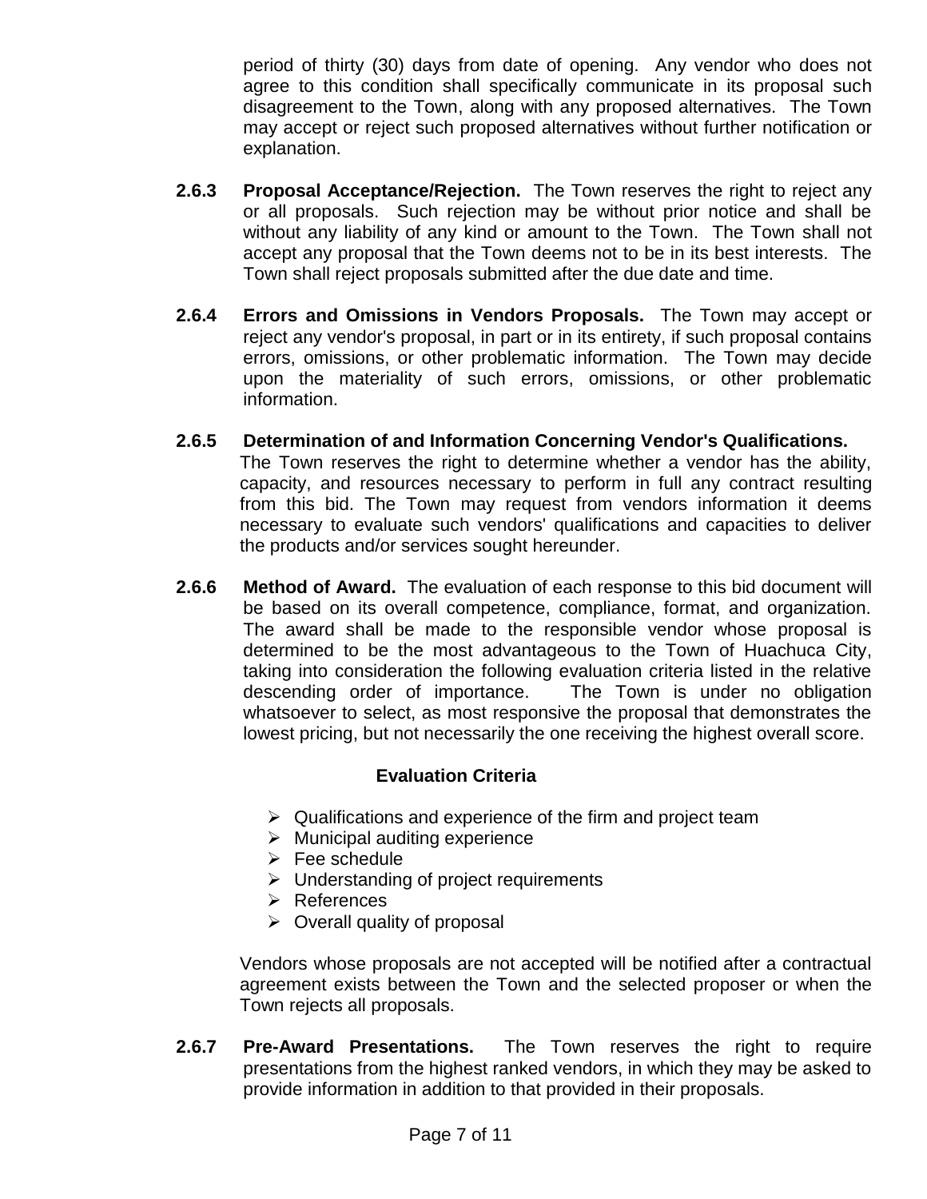period of thirty (30) days from date of opening. Any vendor who does not agree to this condition shall specifically communicate in its proposal such disagreement to the Town, along with any proposed alternatives. The Town may accept or reject such proposed alternatives without further notification or explanation.

**2.6.3 Proposal Acceptance/Rejection.** The Town reserves the right to reject any or all proposals. Such rejection may be without prior notice and shall be without any liability of any kind or amount to the Town. The Town shall not accept any proposal that the Town deems not to be in its best interests. The Town shall reject proposals submitted after the due date and time.

**2.6.4 Errors and Omissions in Vendors Proposals.** The Town may accept or reject any vendor's proposal, in part or in its entirety, if such proposal contains errors, omissions, or other problematic information. The Town may decide upon the materiality of such errors, omissions, or other problematic information.

**2.6.5 Determination of and Information Concerning Vendor's Qualifications.** The Town reserves the right to determine whether a vendor has the ability, capacity, and resources necessary to perform in full any contract resulting from this bid. The Town may request from vendors information it deems necessary to evaluate such vendors' qualifications and capacities to deliver the products and/or services sought hereunder.

**2.6.6 Method of Award.** The evaluation of each response to this bid document will be based on its overall competence, compliance, format, and organization. The award shall be made to the responsible vendor whose proposal is determined to be the most advantageous to the Town of Huachuca City, taking into consideration the following evaluation criteria listed in the relative descending order of importance. The Town is under no obligation whatsoever to select, as most responsive the proposal that demonstrates the lowest pricing, but not necessarily the one receiving the highest overall score.

**Evaluation Criteria**

- Qualifications and experience of the firm and project team
- Municipal auditing experience
- Fee schedule
- Understanding of project requirements
- References
- Overall quality of proposal

Vendors whose proposals are not accepted will be notified after a contractual agreement exists between the Town and the selected proposer or when the Town rejects all proposals.

**2.6.7 Pre-Award Presentations.** The Town reserves the right to require presentations from the highest ranked vendors, in which they may be asked to provide information in addition to that provided in their proposals.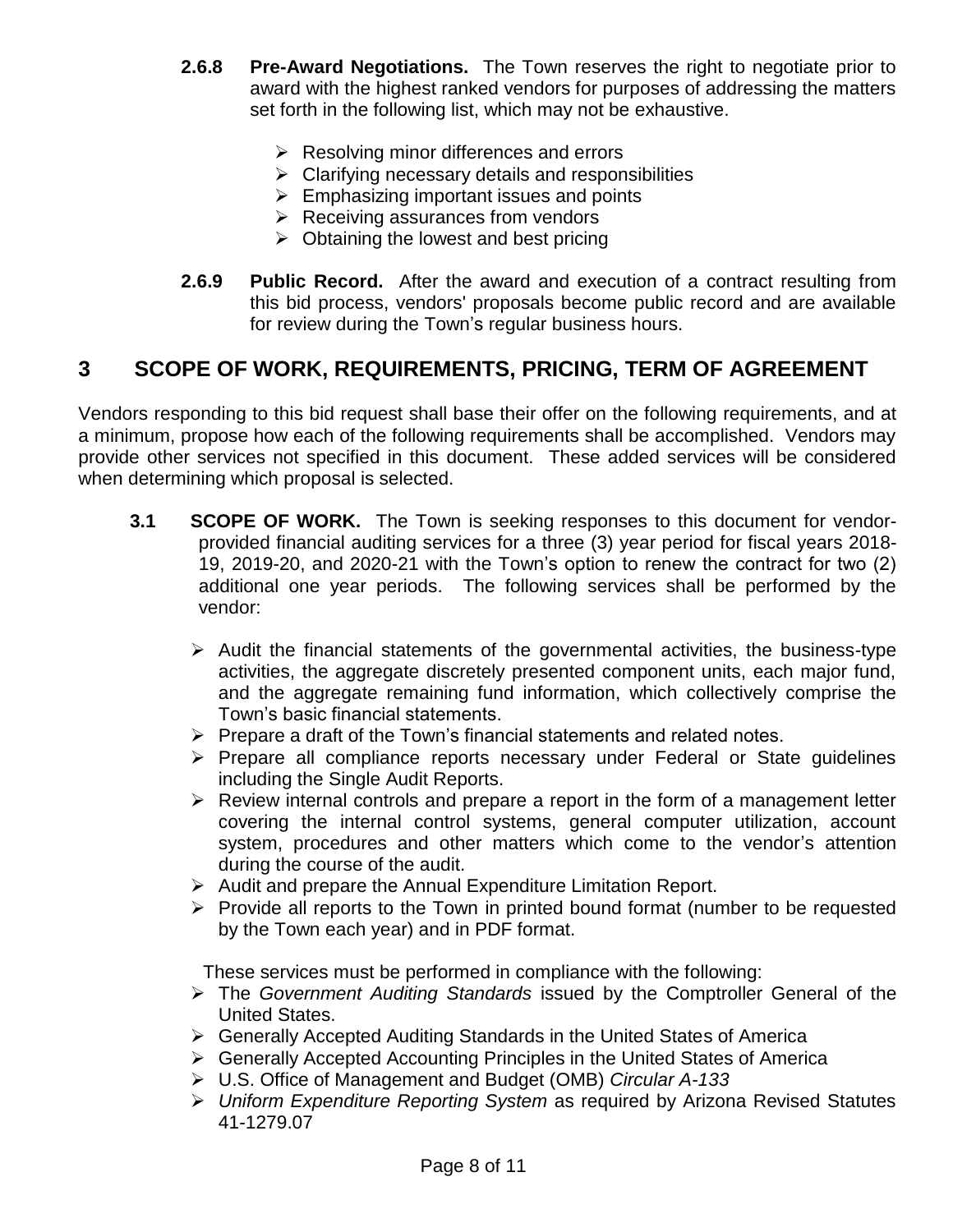**2.6.8 Pre-Award Negotiations.** The Town reserves the right to negotiate prior to award with the highest ranked vendors for purposes of addressing the matters set forth in the following list, which may not be exhaustive.

- Resolving minor differences and errors
- Clarifying necessary details and responsibilities
- Emphasizing important issues and points
- Receiving assurances from vendors
- Obtaining the lowest and best pricing

**2.6.9 Public Record.** After the award and execution of a contract resulting from this bid process, vendors' proposals become public record and are available for review during the Town's regular business hours.

# 3 SCOPE OF WORK, REQUIREMENTS, PRICING, TERM OF AGREEMENT

Vendors responding to this bid request shall base their offer on the following requirements, and at a minimum, propose how each of the following requirements shall be accomplished. Vendors may provide other services not specified in this document. These added services will be considered when determining which proposal is selected.

**3.1 SCOPE OF WORK.** The Town is seeking responses to this document for vendor-provided financial auditing services for a three (3) year period for fiscal years 2018-19, 2019-20, and 2020-21 with the Town's option to renew the contract for two (2) additional one year periods. The following services shall be performed by the vendor:

- Audit the financial statements of the governmental activities, the business-type activities, the aggregate discretely presented component units, each major fund, and the aggregate remaining fund information, which collectively comprise the Town's basic financial statements.
- Prepare a draft of the Town's financial statements and related notes.
- Prepare all compliance reports necessary under Federal or State guidelines including the Single Audit Reports.
- Review internal controls and prepare a report in the form of a management letter covering the internal control systems, general computer utilization, account system, procedures and other matters which come to the vendor's attention during the course of the audit.
- Audit and prepare the Annual Expenditure Limitation Report.
- Provide all reports to the Town in printed bound format (number to be requested by the Town each year) and in PDF format.

These services must be performed in compliance with the following:

- The *Government Auditing Standards* issued by the Comptroller General of the United States.
- Generally Accepted Auditing Standards in the United States of America
- Generally Accepted Accounting Principles in the United States of America
- U.S. Office of Management and Budget (OMB) *Circular A-133*
- *Uniform Expenditure Reporting System* as required by Arizona Revised Statutes 41-1279.07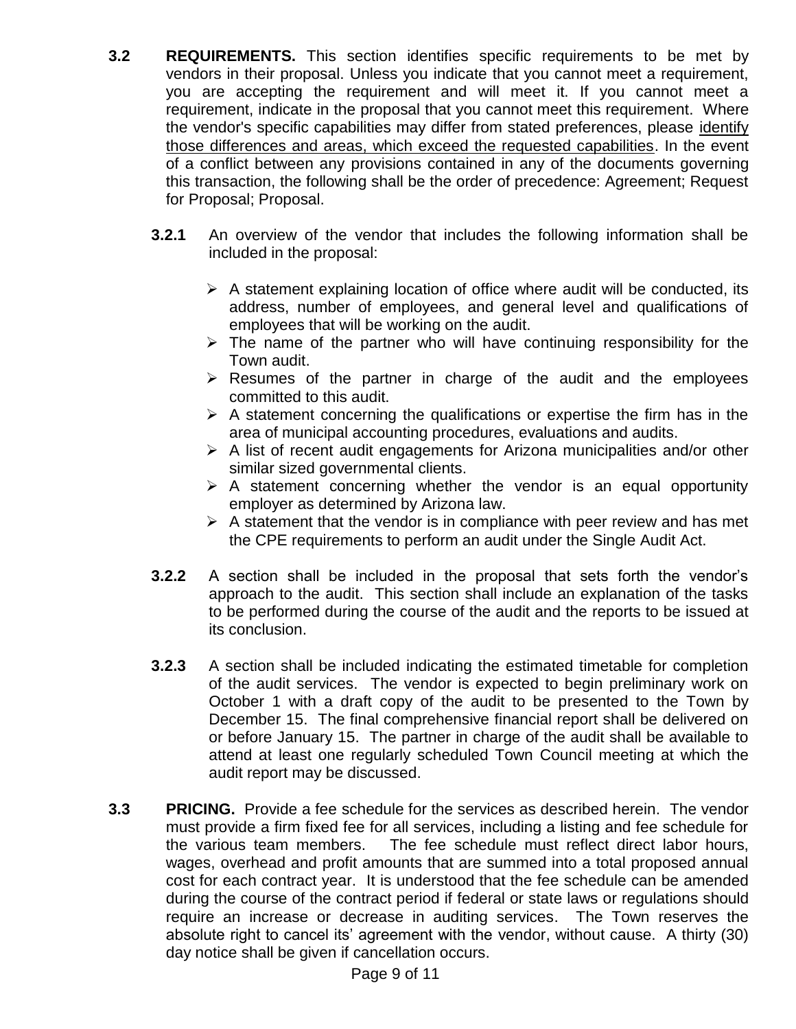**3.2 REQUIREMENTS.** This section identifies specific requirements to be met by vendors in their proposal. Unless you indicate that you cannot meet a requirement, you are accepting the requirement and will meet it. If you cannot meet a requirement, indicate in the proposal that you cannot meet this requirement. Where the vendor's specific capabilities may differ from stated preferences, please <u>identify those differences and areas, which exceed the requested capabilities</u>. In the event of a conflict between any provisions contained in any of the documents governing this transaction, the following shall be the order of precedence: Agreement; Request for Proposal; Proposal.

**3.2.1** An overview of the vendor that includes the following information shall be included in the proposal:

- A statement explaining location of office where audit will be conducted, its address, number of employees, and general level and qualifications of employees that will be working on the audit.
- The name of the partner who will have continuing responsibility for the Town audit.
- Resumes of the partner in charge of the audit and the employees committed to this audit.
- A statement concerning the qualifications or expertise the firm has in the area of municipal accounting procedures, evaluations and audits.
- A list of recent audit engagements for Arizona municipalities and/or other similar sized governmental clients.
- A statement concerning whether the vendor is an equal opportunity employer as determined by Arizona law.
- A statement that the vendor is in compliance with peer review and has met the CPE requirements to perform an audit under the Single Audit Act.

**3.2.2** A section shall be included in the proposal that sets forth the vendor's approach to the audit. This section shall include an explanation of the tasks to be performed during the course of the audit and the reports to be issued at its conclusion.

**3.2.3** A section shall be included indicating the estimated timetable for completion of the audit services. The vendor is expected to begin preliminary work on October 1 with a draft copy of the audit to be presented to the Town by December 15. The final comprehensive financial report shall be delivered on or before January 15. The partner in charge of the audit shall be available to attend at least one regularly scheduled Town Council meeting at which the audit report may be discussed.

**3.3 PRICING.** Provide a fee schedule for the services as described herein. The vendor must provide a firm fixed fee for all services, including a listing and fee schedule for the various team members. The fee schedule must reflect direct labor hours, wages, overhead and profit amounts that are summed into a total proposed annual cost for each contract year. It is understood that the fee schedule can be amended during the course of the contract period if federal or state laws or regulations should require an increase or decrease in auditing services. The Town reserves the absolute right to cancel its' agreement with the vendor, without cause. A thirty (30) day notice shall be given if cancellation occurs.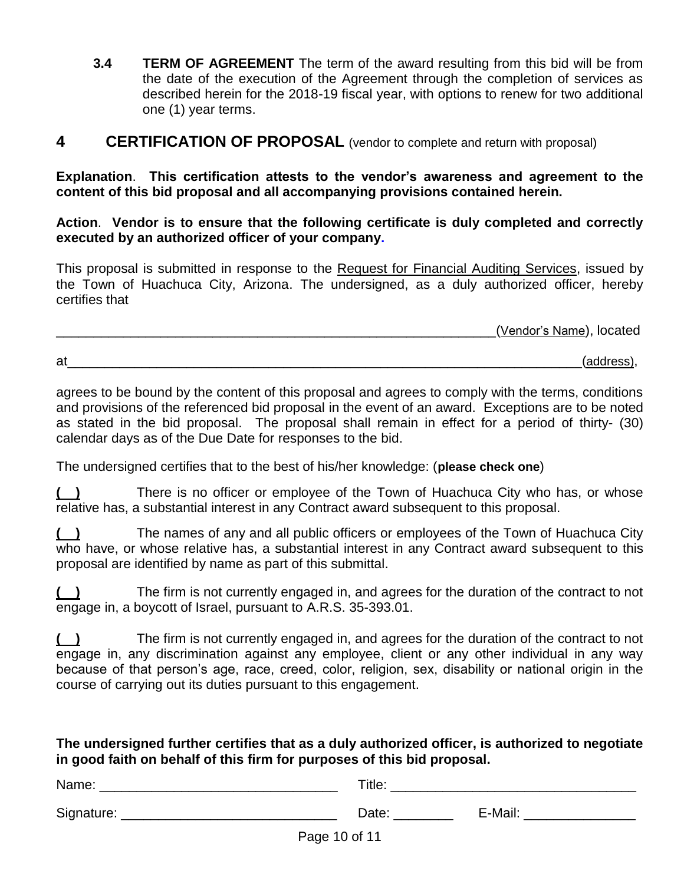**3.4 TERM OF AGREEMENT** The term of the award resulting from this bid will be from the date of the execution of the Agreement through the completion of services as described herein for the 2018-19 fiscal year, with options to renew for two additional one (1) year terms.

# 4 CERTIFICATION OF PROPOSAL (vendor to complete and return with proposal)

**Explanation**. **This certification attests to the vendor's awareness and agreement to the content of this bid proposal and all accompanying provisions contained herein.**

**Action**. **Vendor is to ensure that the following certificate is duly completed and correctly executed by an authorized officer of your company.**

This proposal is submitted in response to the Request for Financial Auditing Services, issued by the Town of Huachuca City, Arizona. The undersigned, as a duly authorized officer, hereby certifies that

_______________________________________________________________(Vendor's Name), located

at__________________________________________________________________________(address),

agrees to be bound by the content of this proposal and agrees to comply with the terms, conditions and provisions of the referenced bid proposal in the event of an award. Exceptions are to be noted as stated in the bid proposal. The proposal shall remain in effect for a period of thirty- (30) calendar days as of the Due Date for responses to the bid.

The undersigned certifies that to the best of his/her knowledge: (**please check one**)

**( )** There is no officer or employee of the Town of Huachuca City who has, or whose relative has, a substantial interest in any Contract award subsequent to this proposal.

**( )** The names of any and all public officers or employees of the Town of Huachuca City who have, or whose relative has, a substantial interest in any Contract award subsequent to this proposal are identified by name as part of this submittal.

**( )** The firm is not currently engaged in, and agrees for the duration of the contract to not engage in, a boycott of Israel, pursuant to A.R.S. 35-393.01.

**( )** The firm is not currently engaged in, and agrees for the duration of the contract to not engage in, any discrimination against any employee, client or any other individual in any way because of that person's age, race, creed, color, religion, sex, disability or national origin in the course of carrying out its duties pursuant to this engagement.

**The undersigned further certifies that as a duly authorized officer, is authorized to negotiate in good faith on behalf of this firm for purposes of this bid proposal.**

Name: ________________________________ Title: _________________________________

Signature: _____________________________ Date: ________ E-Mail: _______________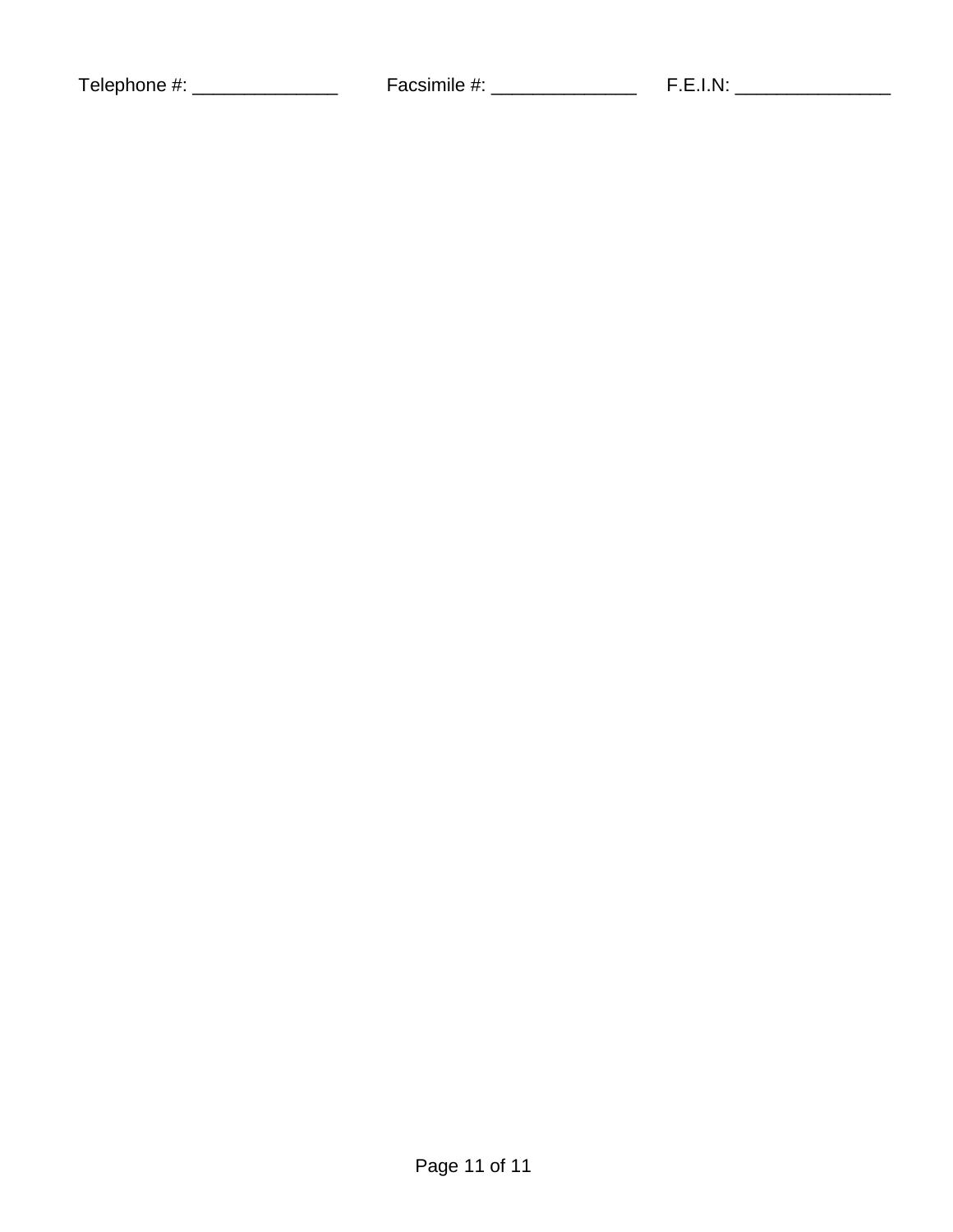Telephone #: ______________ Facsimile #: ______________ F.E.I.N: _______________